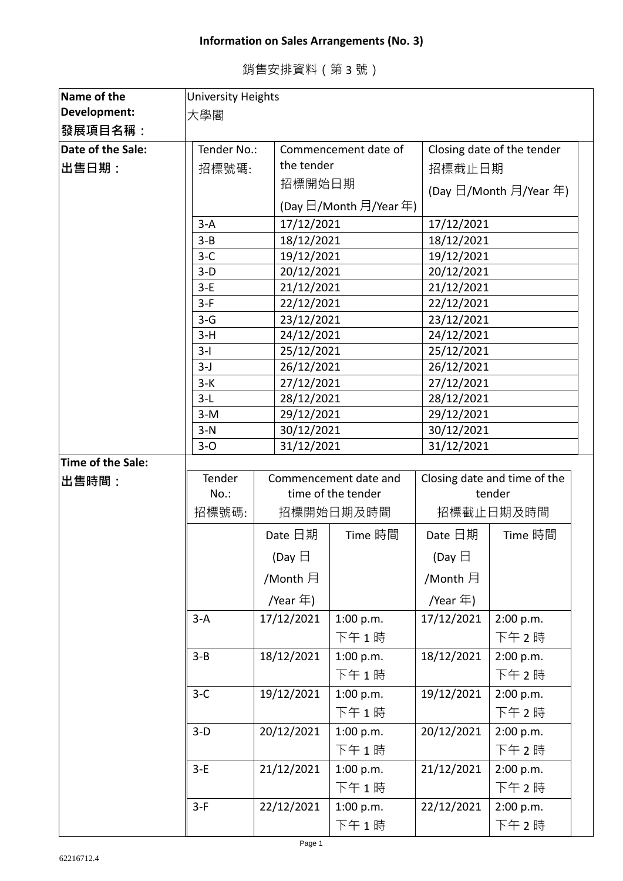**Information on Sales Arrangements (No. 3)**

銷售安排資料（第 3 號）

| Name of the Development: 發展項目名稱： | University Heights 大學閣 |
|---|---|

**Date of the Sale: 出售日期：**

| Tender No.: 招標號碼: | Commencement date of the tender 招標開始日期 (Day 日/Month 月/Year 年) | Closing date of the tender 招標截止日期 (Day 日/Month 月/Year 年) |
|---|---|---|
| 3-A | 17/12/2021 | 17/12/2021 |
| 3-B | 18/12/2021 | 18/12/2021 |
| 3-C | 19/12/2021 | 19/12/2021 |
| 3-D | 20/12/2021 | 20/12/2021 |
| 3-E | 21/12/2021 | 21/12/2021 |
| 3-F | 22/12/2021 | 22/12/2021 |
| 3-G | 23/12/2021 | 23/12/2021 |
| 3-H | 24/12/2021 | 24/12/2021 |
| 3-I | 25/12/2021 | 25/12/2021 |
| 3-J | 26/12/2021 | 26/12/2021 |
| 3-K | 27/12/2021 | 27/12/2021 |
| 3-L | 28/12/2021 | 28/12/2021 |
| 3-M | 29/12/2021 | 29/12/2021 |
| 3-N | 30/12/2021 | 30/12/2021 |
| 3-O | 31/12/2021 | 31/12/2021 |

**Time of the Sale: 出售時間：**

| Tender No.: 招標號碼: | Commencement date and time of the tender 招標開始日期及時間 | | Closing date and time of the tender 招標截止日期及時間 | |
|---|---|---|---|---|
| | Date 日期 (Day 日/Month 月/Year 年) | Time 時間 | Date 日期 (Day 日/Month 月/Year 年) | Time 時間 |
| 3-A | 17/12/2021 | 1:00 p.m. 下午 1 時 | 17/12/2021 | 2:00 p.m. 下午 2 時 |
| 3-B | 18/12/2021 | 1:00 p.m. 下午 1 時 | 18/12/2021 | 2:00 p.m. 下午 2 時 |
| 3-C | 19/12/2021 | 1:00 p.m. 下午 1 時 | 19/12/2021 | 2:00 p.m. 下午 2 時 |
| 3-D | 20/12/2021 | 1:00 p.m. 下午 1 時 | 20/12/2021 | 2:00 p.m. 下午 2 時 |
| 3-E | 21/12/2021 | 1:00 p.m. 下午 1 時 | 21/12/2021 | 2:00 p.m. 下午 2 時 |
| 3-F | 22/12/2021 | 1:00 p.m. 下午 1 時 | 22/12/2021 | 2:00 p.m. 下午 2 時 |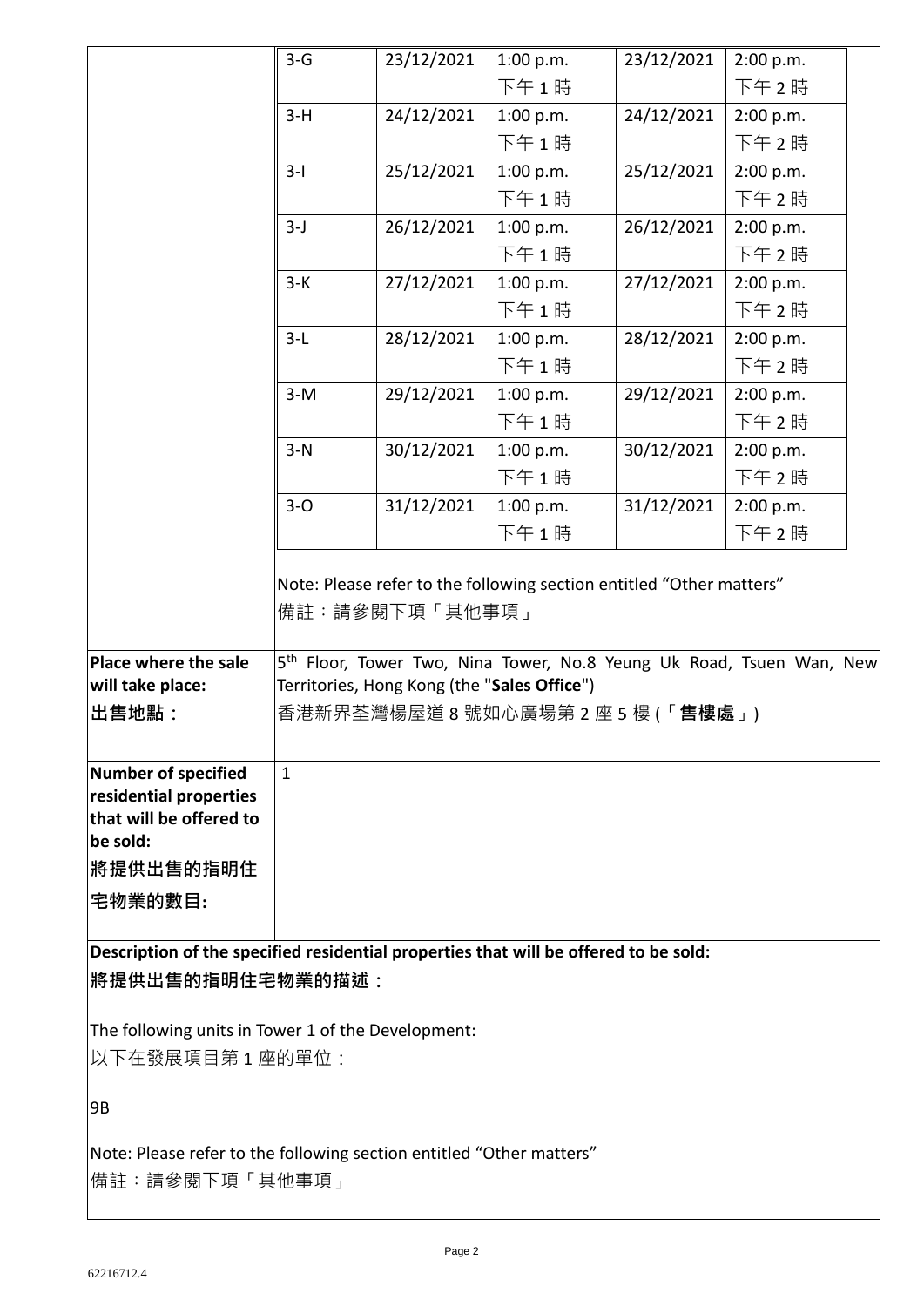| | | | | | |
|---|---|---|---|---|---|
| | 3-G | 23/12/2021 | 1:00 p.m.<br>下午 1 時 | 23/12/2021 | 2:00 p.m.<br>下午 2 時 |
| | 3-H | 24/12/2021 | 1:00 p.m.<br>下午 1 時 | 24/12/2021 | 2:00 p.m.<br>下午 2 時 |
| | 3-I | 25/12/2021 | 1:00 p.m.<br>下午 1 時 | 25/12/2021 | 2:00 p.m.<br>下午 2 時 |
| | 3-J | 26/12/2021 | 1:00 p.m.<br>下午 1 時 | 26/12/2021 | 2:00 p.m.<br>下午 2 時 |
| | 3-K | 27/12/2021 | 1:00 p.m.<br>下午 1 時 | 27/12/2021 | 2:00 p.m.<br>下午 2 時 |
| | 3-L | 28/12/2021 | 1:00 p.m.<br>下午 1 時 | 28/12/2021 | 2:00 p.m.<br>下午 2 時 |
| | 3-M | 29/12/2021 | 1:00 p.m.<br>下午 1 時 | 29/12/2021 | 2:00 p.m.<br>下午 2 時 |
| | 3-N | 30/12/2021 | 1:00 p.m.<br>下午 1 時 | 30/12/2021 | 2:00 p.m.<br>下午 2 時 |
| | 3-O | 31/12/2021 | 1:00 p.m.<br>下午 1 時 | 31/12/2021 | 2:00 p.m.<br>下午 2 時 |

Note: Please refer to the following section entitled “Other matters”
備註：請參閱下項「其他事項」

| | |
|---|---|
| **Place where the sale will take place:**<br>**出售地點：** | 5th Floor, Tower Two, Nina Tower, No.8 Yeung Uk Road, Tsuen Wan, New Territories, Hong Kong (the "**Sales Office**")<br>香港新界荃灣楊屋道 8 號如心廣場第 2 座 5 樓 (「**售樓處**」) |
| **Number of specified residential properties that will be offered to be sold:**<br>**將提供出售的指明住宅物業的數目:** | 1 |

**Description of the specified residential properties that will be offered to be sold:**
**將提供出售的指明住宅物業的描述：**

The following units in Tower 1 of the Development:
以下在發展項目第 1 座的單位：

9B

Note: Please refer to the following section entitled “Other matters”
備註：請參閱下項「其他事項」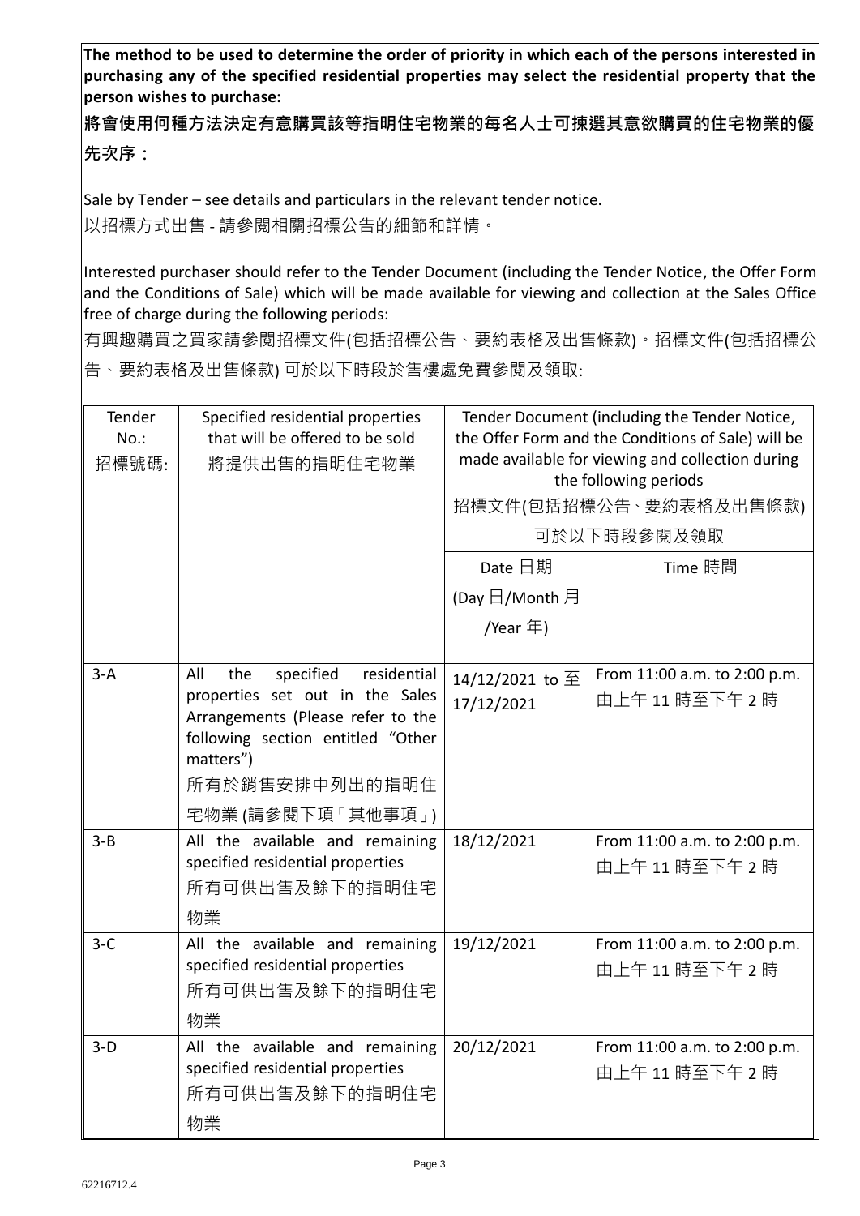**The method to be used to determine the order of priority in which each of the persons interested in purchasing any of the specified residential properties may select the residential property that the person wishes to purchase:**

**將會使用何種方法決定有意購買該等指明住宅物業的每名人士可揀選其意欲購買的住宅物業的優先次序：**

Sale by Tender – see details and particulars in the relevant tender notice.
以招標方式出售 - 請參閱相關招標公告的細節和詳情。

Interested purchaser should refer to the Tender Document (including the Tender Notice, the Offer Form and the Conditions of Sale) which will be made available for viewing and collection at the Sales Office free of charge during the following periods:
有興趣購買之買家請參閱招標文件(包括招標公告、要約表格及出售條款)。招標文件(包括招標公告、要約表格及出售條款) 可於以下時段於售樓處免費參閱及領取:

| Tender No.: 招標號碼: | Specified residential properties that will be offered to be sold 將提供出售的指明住宅物業 | Tender Document (including the Tender Notice, the Offer Form and the Conditions of Sale) will be made available for viewing and collection during the following periods 招標文件(包括招標公告、要約表格及出售條款) 可於以下時段參閱及領取 | |
|---|---|---|---|
| | | Date 日期 (Day 日/Month 月 /Year 年) | Time 時間 |
| 3-A | All the specified residential properties set out in the Sales Arrangements (Please refer to the following section entitled "Other matters") 所有於銷售安排中列出的指明住宅物業 (請參閱下項「其他事項」) | 14/12/2021 to 至 17/12/2021 | From 11:00 a.m. to 2:00 p.m. 由上午 11 時至下午 2 時 |
| 3-B | All the available and remaining specified residential properties 所有可供出售及餘下的指明住宅物業 | 18/12/2021 | From 11:00 a.m. to 2:00 p.m. 由上午 11 時至下午 2 時 |
| 3-C | All the available and remaining specified residential properties 所有可供出售及餘下的指明住宅物業 | 19/12/2021 | From 11:00 a.m. to 2:00 p.m. 由上午 11 時至下午 2 時 |
| 3-D | All the available and remaining specified residential properties 所有可供出售及餘下的指明住宅物業 | 20/12/2021 | From 11:00 a.m. to 2:00 p.m. 由上午 11 時至下午 2 時 |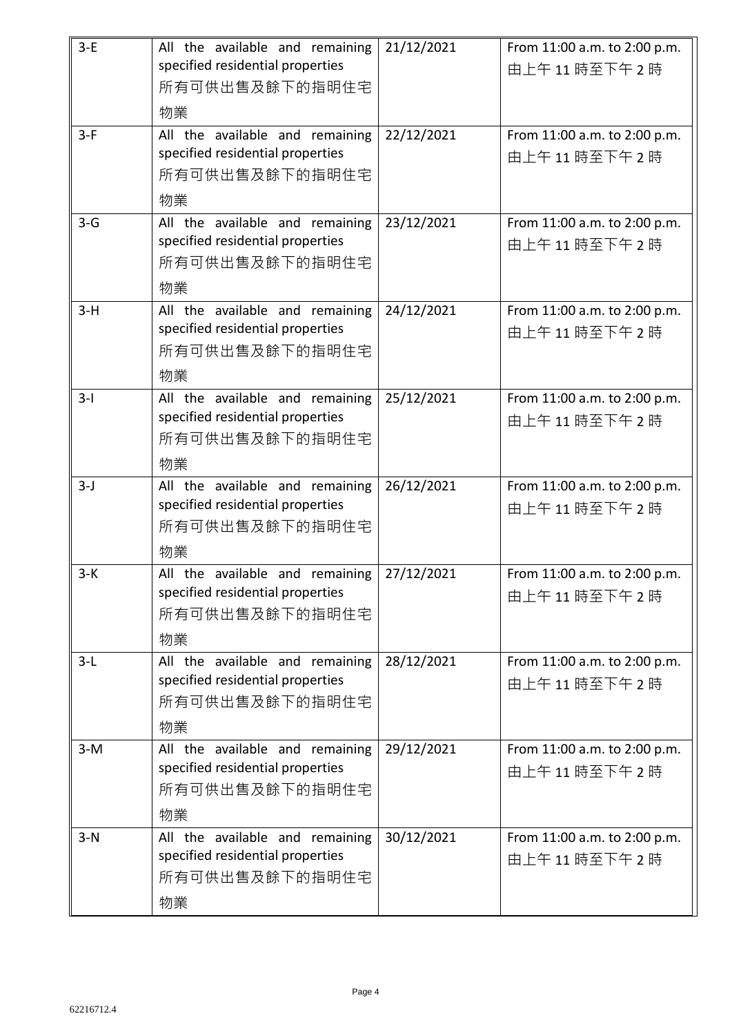| 3-E | All the available and remaining specified residential properties 所有可供出售及餘下的指明住宅物業 | 21/12/2021 | From 11:00 a.m. to 2:00 p.m. 由上午 11 時至下午 2 時 |
|---|---|---|---|
| 3-F | All the available and remaining specified residential properties 所有可供出售及餘下的指明住宅物業 | 22/12/2021 | From 11:00 a.m. to 2:00 p.m. 由上午 11 時至下午 2 時 |
| 3-G | All the available and remaining specified residential properties 所有可供出售及餘下的指明住宅物業 | 23/12/2021 | From 11:00 a.m. to 2:00 p.m. 由上午 11 時至下午 2 時 |
| 3-H | All the available and remaining specified residential properties 所有可供出售及餘下的指明住宅物業 | 24/12/2021 | From 11:00 a.m. to 2:00 p.m. 由上午 11 時至下午 2 時 |
| 3-I | All the available and remaining specified residential properties 所有可供出售及餘下的指明住宅物業 | 25/12/2021 | From 11:00 a.m. to 2:00 p.m. 由上午 11 時至下午 2 時 |
| 3-J | All the available and remaining specified residential properties 所有可供出售及餘下的指明住宅物業 | 26/12/2021 | From 11:00 a.m. to 2:00 p.m. 由上午 11 時至下午 2 時 |
| 3-K | All the available and remaining specified residential properties 所有可供出售及餘下的指明住宅物業 | 27/12/2021 | From 11:00 a.m. to 2:00 p.m. 由上午 11 時至下午 2 時 |
| 3-L | All the available and remaining specified residential properties 所有可供出售及餘下的指明住宅物業 | 28/12/2021 | From 11:00 a.m. to 2:00 p.m. 由上午 11 時至下午 2 時 |
| 3-M | All the available and remaining specified residential properties 所有可供出售及餘下的指明住宅物業 | 29/12/2021 | From 11:00 a.m. to 2:00 p.m. 由上午 11 時至下午 2 時 |
| 3-N | All the available and remaining specified residential properties 所有可供出售及餘下的指明住宅物業 | 30/12/2021 | From 11:00 a.m. to 2:00 p.m. 由上午 11 時至下午 2 時 |

62216712.4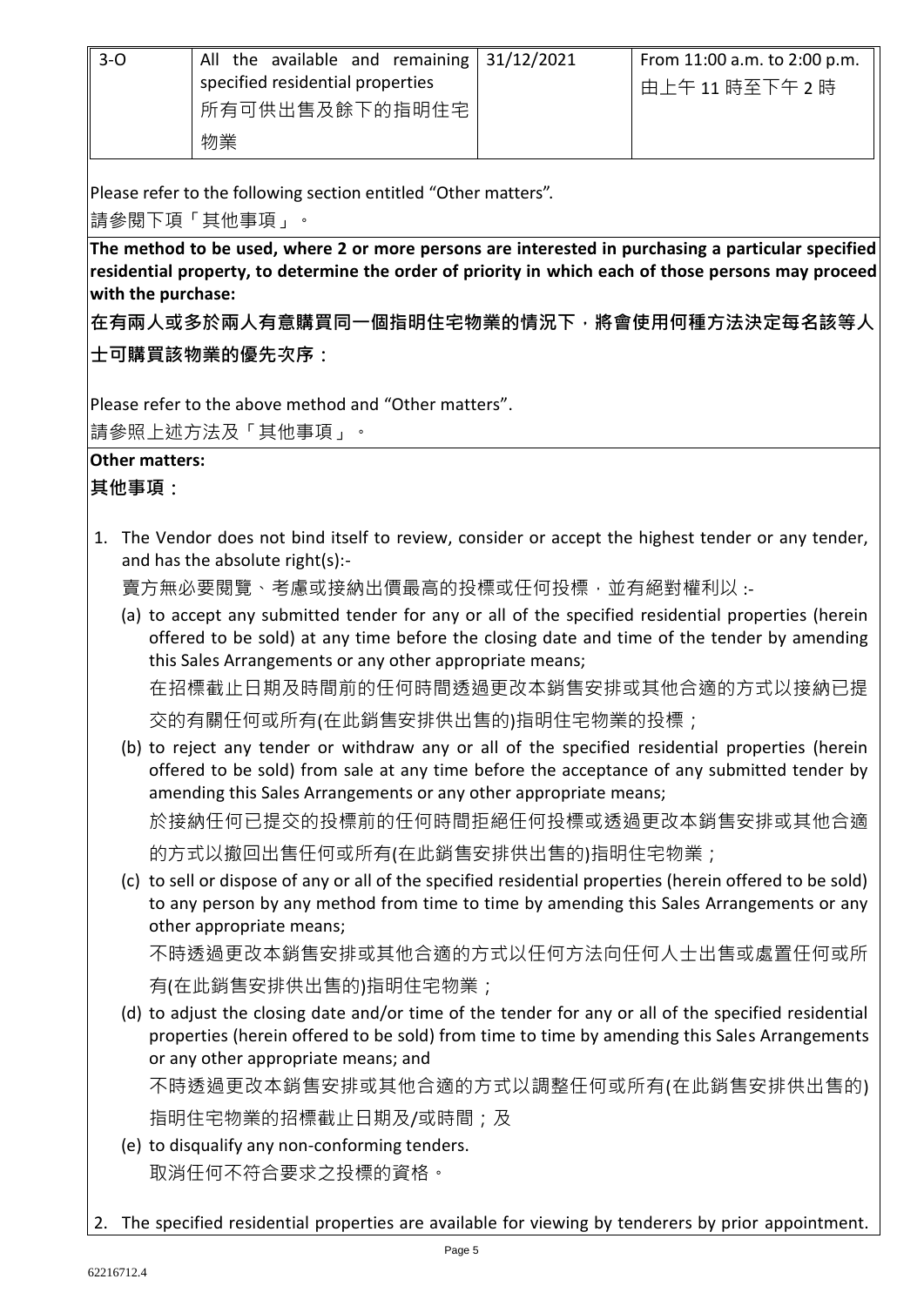| 3-O | All the available and remaining specified residential properties 所有可供出售及餘下的指明住宅物業 | 31/12/2021 | From 11:00 a.m. to 2:00 p.m. 由上午 11 時至下午 2 時 |
|---|---|---|---|

Please refer to the following section entitled “Other matters”.

請參閱下項「其他事項」。

**The method to be used, where 2 or more persons are interested in purchasing a particular specified residential property, to determine the order of priority in which each of those persons may proceed with the purchase:**

**在有兩人或多於兩人有意購買同一個指明住宅物業的情況下，將會使用何種方法決定每名該等人士可購買該物業的優先次序：**

Please refer to the above method and “Other matters”.

請參照上述方法及「其他事項」。

**Other matters:**

**其他事項：**

1. The Vendor does not bind itself to review, consider or accept the highest tender or any tender, and has the absolute right(s):-

   賣方無必要閱覽、考慮或接納出價最高的投標或任何投標，並有絕對權利以 :-

   (a) to accept any submitted tender for any or all of the specified residential properties (herein offered to be sold) at any time before the closing date and time of the tender by amending this Sales Arrangements or any other appropriate means;

   在招標截止日期及時間前的任何時間透過更改本銷售安排或其他合適的方式以接納已提交的有關任何或所有(在此銷售安排供出售的)指明住宅物業的投標；

   (b) to reject any tender or withdraw any or all of the specified residential properties (herein offered to be sold) from sale at any time before the acceptance of any submitted tender by amending this Sales Arrangements or any other appropriate means;

   於接納任何已提交的投標前的任何時間拒絕任何投標或透過更改本銷售安排或其他合適的方式以撤回出售任何或所有(在此銷售安排供出售的)指明住宅物業；

   (c) to sell or dispose of any or all of the specified residential properties (herein offered to be sold) to any person by any method from time to time by amending this Sales Arrangements or any other appropriate means;

   不時透過更改本銷售安排或其他合適的方式以任何方法向任何人士出售或處置任何或所有(在此銷售安排供出售的)指明住宅物業；

   (d) to adjust the closing date and/or time of the tender for any or all of the specified residential properties (herein offered to be sold) from time to time by amending this Sales Arrangements or any other appropriate means; and

   不時透過更改本銷售安排或其他合適的方式以調整任何或所有(在此銷售安排供出售的)指明住宅物業的招標截止日期及/或時間；及

   (e) to disqualify any non-conforming tenders.

   取消任何不符合要求之投標的資格。

2. The specified residential properties are available for viewing by tenderers by prior appointment.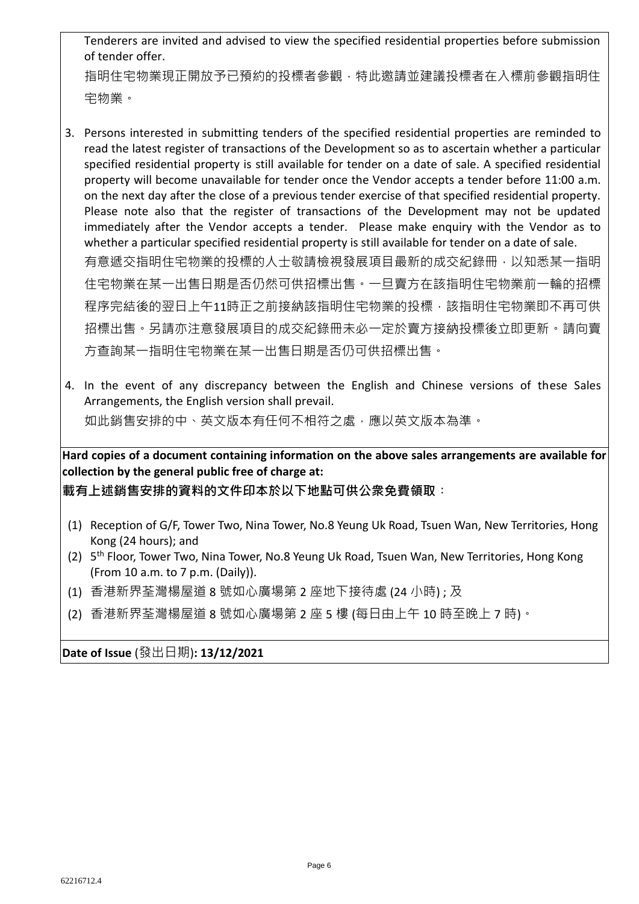Tenderers are invited and advised to view the specified residential properties before submission of tender offer.

指明住宅物業現正開放予已預約的投標者參觀，特此邀請並建議投標者在入標前參觀指明住宅物業。

3. Persons interested in submitting tenders of the specified residential properties are reminded to read the latest register of transactions of the Development so as to ascertain whether a particular specified residential property is still available for tender on a date of sale. A specified residential property will become unavailable for tender once the Vendor accepts a tender before 11:00 a.m. on the next day after the close of a previous tender exercise of that specified residential property. Please note also that the register of transactions of the Development may not be updated immediately after the Vendor accepts a tender. Please make enquiry with the Vendor as to whether a particular specified residential property is still available for tender on a date of sale.

   有意遞交指明住宅物業的投標的人士敬請檢視發展項目最新的成交紀錄冊，以知悉某一指明住宅物業在某一出售日期是否仍然可供招標出售。一旦賣方在該指明住宅物業前一輪的招標程序完結後的翌日上午11時正之前接納該指明住宅物業的投標，該指明住宅物業即不再可供招標出售。另請亦注意發展項目的成交紀錄冊未必一定於賣方接納投標後立即更新。請向賣方查詢某一指明住宅物業在某一出售日期是否仍可供招標出售。

4. In the event of any discrepancy between the English and Chinese versions of these Sales Arrangements, the English version shall prevail.

   如此銷售安排的中、英文版本有任何不相符之處，應以英文版本為準。

**Hard copies of a document containing information on the above sales arrangements are available for collection by the general public free of charge at:**

**載有上述銷售安排的資料的文件印本於以下地點可供公眾免費領取**：

(1) Reception of G/F, Tower Two, Nina Tower, No.8 Yeung Uk Road, Tsuen Wan, New Territories, Hong Kong (24 hours); and
(2) 5th Floor, Tower Two, Nina Tower, No.8 Yeung Uk Road, Tsuen Wan, New Territories, Hong Kong (From 10 a.m. to 7 p.m. (Daily)).

(1) 香港新界荃灣楊屋道 8 號如心廣場第 2 座地下接待處 (24 小時) ; 及
(2) 香港新界荃灣楊屋道 8 號如心廣場第 2 座 5 樓 (每日由上午 10 時至晚上 7 時)。

**Date of Issue** (發出日期)**: 13/12/2021**

62216712.4